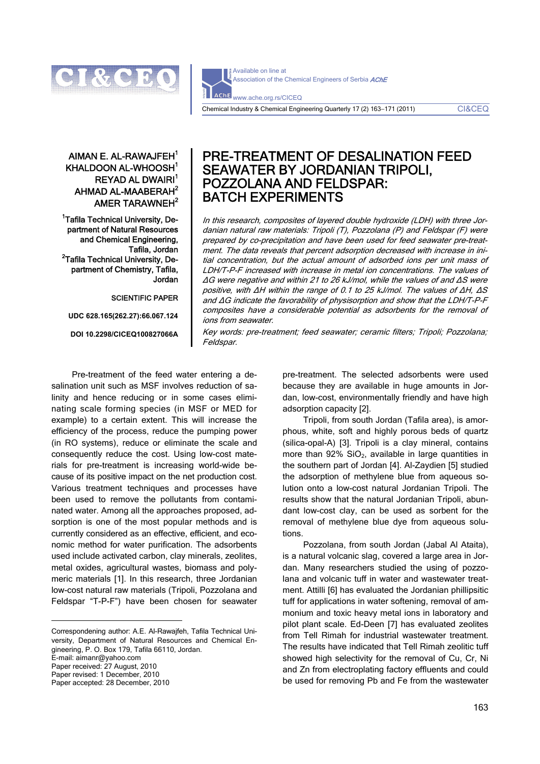AIMAN E. AL-RAWAJFEH[1]
KHALDOON AL-WHOOSH[1]
REYAD AL DWAIRI[1]
AHMAD AL-MAABERAH[2]
AMER TARAWNEH[2]

[1]Tafila Technical University, Department of Natural Resources and Chemical Engineering, Tafila, Jordan
[2]Tafila Technical University, Department of Chemistry, Tafila, Jordan

SCIENTIFIC PAPER

UDC 628.165(262.27):66.067.124

DOI 10.2298/CICEQ100827066A

# PRE-TREATMENT OF DESALINATION FEED SEAWATER BY JORDANIAN TRIPOLI, POZZOLANA AND FELDSPAR: BATCH EXPERIMENTS

*In this research, composites of layered double hydroxide (LDH) with three Jordanian natural raw materials: Tripoli (T), Pozzolana (P) and Feldspar (F) were prepared by co-precipitation and have been used for feed seawater pre-treatment. The data reveals that percent adsorption decreased with increase in initial concentration, but the actual amount of adsorbed ions per unit mass of LDH/T-P-F increased with increase in metal ion concentrations. The values of ΔG were negative and within 21 to 26 kJ/mol, while the values of and ΔS were positive, with ΔH within the range of 0.1 to 25 kJ/mol. The values of ΔH, ΔS and ΔG indicate the favorability of physisorption and show that the LDH/T-P-F composites have a considerable potential as adsorbents for the removal of ions from seawater.*

*Key words: pre-treatment; feed seawater; ceramic filters; Tripoli; Pozzolana; Feldspar.*

Pre-treatment of the feed water entering a desalination unit such as MSF involves reduction of salinity and hence reducing or in some cases eliminating scale forming species (in MSF or MED for example) to a certain extent. This will increase the efficiency of the process, reduce the pumping power (in RO systems), reduce or eliminate the scale and consequently reduce the cost. Using low-cost materials for pre-treatment is increasing world-wide because of its positive impact on the net production cost. Various treatment techniques and processes have been used to remove the pollutants from contaminated water. Among all the approaches proposed, adsorption is one of the most popular methods and is currently considered as an effective, efficient, and economic method for water purification. The adsorbents used include activated carbon, clay minerals, zeolites, metal oxides, agricultural wastes, biomass and polymeric materials [1]. In this research, three Jordanian low-cost natural raw materials (Tripoli, Pozzolana and Feldspar "T-P-F") have been chosen for seawater pre-treatment. The selected adsorbents were used because they are available in huge amounts in Jordan, low-cost, environmentally friendly and have high adsorption capacity [2].

Tripoli, from south Jordan (Tafila area), is amorphous, white, soft and highly porous beds of quartz (silica-opal-A) [3]. Tripoli is a clay mineral, contains more than 92% $SiO_2$, available in large quantities in the southern part of Jordan [4]. Al-Zaydien [5] studied the adsorption of methylene blue from aqueous solution onto a low-cost natural Jordanian Tripoli. The results show that the natural Jordanian Tripoli, abundant low-cost clay, can be used as sorbent for the removal of methylene blue dye from aqueous solutions.

Pozzolana, from south Jordan (Jabal Al Ataita), is a natural volcanic slag, covered a large area in Jordan. Many researchers studied the using of pozzolana and volcanic tuff in water and wastewater treatment. Attilli [6] has evaluated the Jordanian phillipsitic tuff for applications in water softening, removal of ammonium and toxic heavy metal ions in laboratory and pilot plant scale. Ed-Deen [7] has evaluated zeolites from Tell Rimah for industrial wastewater treatment. The results have indicated that Tell Rimah zeolitic tuff showed high selectivity for the removal of Cu, Cr, Ni and Zn from electroplating factory effluents and could be used for removing Pb and Fe from the wastewater

Correspondening author: A.E. Al-Rawajfeh, Tafila Technical University, Department of Natural Resources and Chemical Engineering, P. O. Box 179, Tafila 66110, Jordan.
E-mail: aimanr@yahoo.com
Paper received: 27 August, 2010
Paper revised: 1 December, 2010
Paper accepted: 28 December, 2010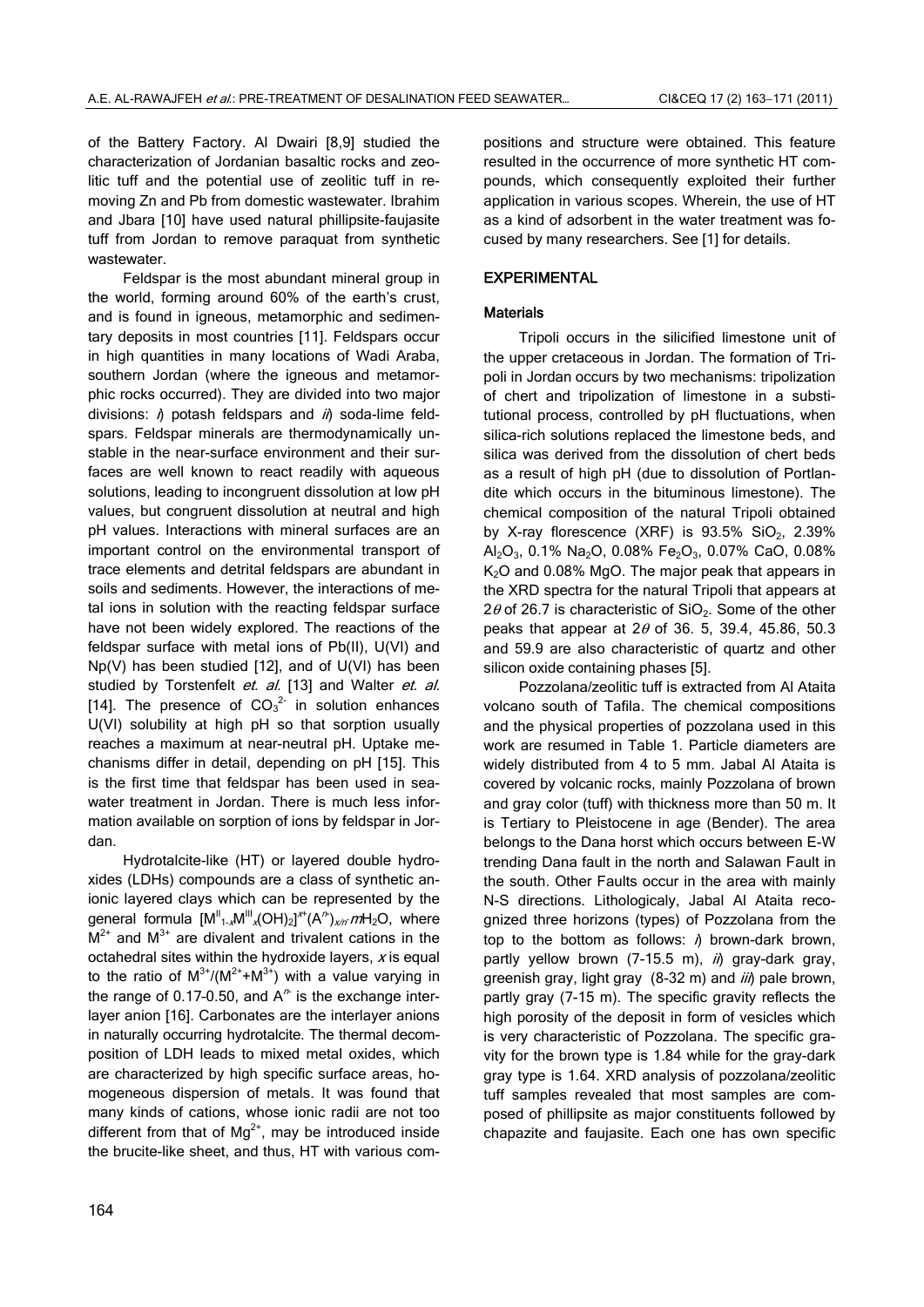of the Battery Factory. Al Dwairi [8,9] studied the characterization of Jordanian basaltic rocks and zeolitic tuff and the potential use of zeolitic tuff in removing Zn and Pb from domestic wastewater. Ibrahim and Jbara [10] have used natural phillipsite-faujasite tuff from Jordan to remove paraquat from synthetic wastewater.

Feldspar is the most abundant mineral group in the world, forming around 60% of the earth's crust, and is found in igneous, metamorphic and sedimentary deposits in most countries [11]. Feldspars occur in high quantities in many locations of Wadi Araba, southern Jordan (where the igneous and metamorphic rocks occurred). They are divided into two major divisions: *i*) potash feldspars and *ii*) soda-lime feldspars. Feldspar minerals are thermodynamically unstable in the near-surface environment and their surfaces are well known to react readily with aqueous solutions, leading to incongruent dissolution at low pH values, but congruent dissolution at neutral and high pH values. Interactions with mineral surfaces are an important control on the environmental transport of trace elements and detrital feldspars are abundant in soils and sediments. However, the interactions of metal ions in solution with the reacting feldspar surface have not been widely explored. The reactions of the feldspar surface with metal ions of Pb(II), U(VI) and Np(V) has been studied [12], and of U(VI) has been studied by Torstenfelt *et. al.* [13] and Walter *et. al.* [14]. The presence of $CO_3^{2-}$ in solution enhances U(VI) solubility at high pH so that sorption usually reaches a maximum at near-neutral pH. Uptake mechanisms differ in detail, depending on pH [15]. This is the first time that feldspar has been used in seawater treatment in Jordan. There is much less information available on sorption of ions by feldspar in Jordan.

Hydrotalcite-like (HT) or layered double hydroxides (LDHs) compounds are a class of synthetic anionic layered clays which can be represented by the general formula $[M^{II}_{1-x}M^{III}_{x}(OH)_2]^{x+}(A^{n-})_{x/n}\cdot mH_2O$, where $M^{2+}$ and $M^{3+}$ are divalent and trivalent cations in the octahedral sites within the hydroxide layers, $x$ is equal to the ratio of $M^{3+}/(M^{2+}+M^{3+})$ with a value varying in the range of 0.17-0.50, and $A^{n-}$ is the exchange interlayer anion [16]. Carbonates are the interlayer anions in naturally occurring hydrotalcite. The thermal decomposition of LDH leads to mixed metal oxides, which are characterized by high specific surface areas, homogeneous dispersion of metals. It was found that many kinds of cations, whose ionic radii are not too different from that of $Mg^{2+}$, may be introduced inside the brucite-like sheet, and thus, HT with various compositions and structure were obtained. This feature resulted in the occurrence of more synthetic HT compounds, which consequently exploited their further application in various scopes. Wherein, the use of HT as a kind of adsorbent in the water treatment was focused by many researchers. See [1] for details.

## EXPERIMENTAL

### Materials

Tripoli occurs in the silicified limestone unit of the upper cretaceous in Jordan. The formation of Tripoli in Jordan occurs by two mechanisms: tripolization of chert and tripolization of limestone in a substitutional process, controlled by pH fluctuations, when silica-rich solutions replaced the limestone beds, and silica was derived from the dissolution of chert beds as a result of high pH (due to dissolution of Portlandite which occurs in the bituminous limestone). The chemical composition of the natural Tripoli obtained by X-ray florescence (XRF) is 93.5% $SiO_2$, 2.39% $Al_2O_3$, 0.1% $Na_2O$, 0.08% $Fe_2O_3$, 0.07% CaO, 0.08% $K_2O$ and 0.08% MgO. The major peak that appears in the XRD spectra for the natural Tripoli that appears at $2\theta$ of 26.7 is characteristic of $SiO_2$. Some of the other peaks that appear at $2\theta$ of 36. 5, 39.4, 45.86, 50.3 and 59.9 are also characteristic of quartz and other silicon oxide containing phases [5].

Pozzolana/zeolitic tuff is extracted from Al Ataita volcano south of Tafila. The chemical compositions and the physical properties of pozzolana used in this work are resumed in Table 1. Particle diameters are widely distributed from 4 to 5 mm. Jabal Al Ataita is covered by volcanic rocks, mainly Pozzolana of brown and gray color (tuff) with thickness more than 50 m. It is Tertiary to Pleistocene in age (Bender). The area belongs to the Dana horst which occurs between E-W trending Dana fault in the north and Salawan Fault in the south. Other Faults occur in the area with mainly N-S directions. Lithologicaly, Jabal Al Ataita recognized three horizons (types) of Pozzolana from the top to the bottom as follows: *i*) brown-dark brown, partly yellow brown (7-15.5 m), *ii*) gray-dark gray, greenish gray, light gray (8-32 m) and *iii*) pale brown, partly gray (7-15 m). The specific gravity reflects the high porosity of the deposit in form of vesicles which is very characteristic of Pozzolana. The specific gravity for the brown type is 1.84 while for the gray-dark gray type is 1.64. XRD analysis of pozzolana/zeolitic tuff samples revealed that most samples are composed of phillipsite as major constituents followed by chapazite and faujasite. Each one has own specific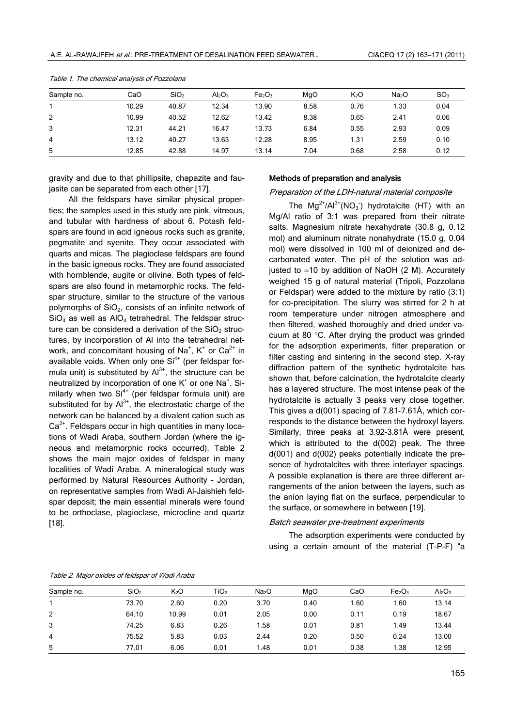Table 1. The chemical analysis of Pozzolana

| Sample no. | CaO | $SiO_2$ | $Al_2O_3$ | $Fe_2O_3$ | MgO | $K_2O$ | $Na_2O$ | $SO_3$ |
|---|---|---|---|---|---|---|---|---|
| 1 | 10.29 | 40.87 | 12.34 | 13.90 | 8.58 | 0.76 | 1.33 | 0.04 |
| 2 | 10.99 | 40.52 | 12.62 | 13.42 | 8.38 | 0.65 | 2.41 | 0.06 |
| 3 | 12.31 | 44.21 | 16.47 | 13.73 | 6.84 | 0.55 | 2.93 | 0.09 |
| 4 | 13.12 | 40.27 | 13.63 | 12.28 | 8.95 | 1.31 | 2.59 | 0.10 |
| 5 | 12.85 | 42.88 | 14.97 | 13.14 | 7.04 | 0.68 | 2.58 | 0.12 |

gravity and due to that phillipsite, chapazite and faujasite can be separated from each other [17].

All the feldspars have similar physical properties; the samples used in this study are pink, vitreous, and tubular with hardness of about 6. Potash feldspars are found in acid igneous rocks such as granite, pegmatite and syenite. They occur associated with quarts and micas. The plagioclase feldspars are found in the basic igneous rocks. They are found associated with hornblende, augite or olivine. Both types of feldspars are also found in metamorphic rocks. The feldspar structure, similar to the structure of the various polymorphs of $SiO_2$, consists of an infinite network of $SiO_4$ as well as $AlO_4$ tetrahedral. The feldspar structure can be considered a derivation of the $SiO_2$ structures, by incorporation of Al into the tetrahedral network, and concomitant housing of $Na^+$, $K^+$ or $Ca^{2+}$ in available voids. When only one $Si^{4+}$ (per feldspar formula unit) is substituted by $Al^{3+}$, the structure can be neutralized by incorporation of one $K^+$ or one $Na^+$. Similarly when two $Si^{4+}$ (per feldspar formula unit) are substituted for by $Al^{3+}$, the electrostatic charge of the network can be balanced by a divalent cation such as $Ca^{2+}$. Feldspars occur in high quantities in many locations of Wadi Araba, southern Jordan (where the igneous and metamorphic rocks occurred). Table 2 shows the main major oxides of feldspar in many localities of Wadi Araba. A mineralogical study was performed by Natural Resources Authority - Jordan, on representative samples from Wadi Al-Jaishieh feldspar deposit; the main essential minerals were found to be orthoclase, plagioclase, microcline and quartz [18].

### Methods of preparation and analysis

#### *Preparation of the LDH-natural material composite*

The $Mg^{2+}/Al^{3+}(NO_3^-)$ hydrotalcite (HT) with an Mg/Al ratio of 3:1 was prepared from their nitrate salts. Magnesium nitrate hexahydrate (30.8 g, 0.12 mol) and aluminum nitrate nonahydrate (15.0 g, 0.04 mol) were dissolved in 100 ml of deionized and decarbonated water. The pH of the solution was adjusted to ≈10 by addition of NaOH (2 M). Accurately weighed 15 g of natural material (Tripoli, Pozzolana or Feldspar) were added to the mixture by ratio (3:1) for co-precipitation. The slurry was stirred for 2 h at room temperature under nitrogen atmosphere and then filtered, washed thoroughly and dried under vacuum at 80 °C. After drying the product was grinded for the adsorption experiments, filter preparation or filter casting and sintering in the second step. X-ray diffraction pattern of the synthetic hydrotalcite has shown that, before calcination, the hydrotalcite clearly has a layered structure. The most intense peak of the hydrotalcite is actually 3 peaks very close together. This gives a d(001) spacing of 7.81-7.61Å, which corresponds to the distance between the hydroxyl layers. Similarly, three peaks at 3.92-3.81Å were present, which is attributed to the d(002) peak. The three d(001) and d(002) peaks potentially indicate the presence of hydrotalcites with three interlayer spacings. A possible explanation is there are three different arrangements of the anion between the layers, such as the anion laying flat on the surface, perpendicular to the surface, or somewhere in between [19].

#### *Batch seawater pre-treatment experiments*

The adsorption experiments were conducted by using a certain amount of the material (T-P-F) "a

Table 2. Major oxides of feldspar of Wadi Araba

| Sample no. | $SiO_2$ | $K_2O$ | $TiO_2$ | $Na_2O$ | MgO | CaO | $Fe_2O_3$ | $Al_2O_3$ |
|---|---|---|---|---|---|---|---|---|
| 1 | 73.70 | 2.60 | 0.20 | 3.70 | 0.40 | 1.60 | 1.60 | 13.14 |
| 2 | 64.10 | 10.99 | 0.01 | 2.05 | 0.00 | 0.11 | 0.19 | 18.67 |
| 3 | 74.25 | 6.83 | 0.26 | 1.58 | 0.01 | 0.81 | 1.49 | 13.44 |
| 4 | 75.52 | 5.83 | 0.03 | 2.44 | 0.20 | 0.50 | 0.24 | 13.00 |
| 5 | 77.01 | 6.06 | 0.01 | 1.48 | 0.01 | 0.38 | 1.38 | 12.95 |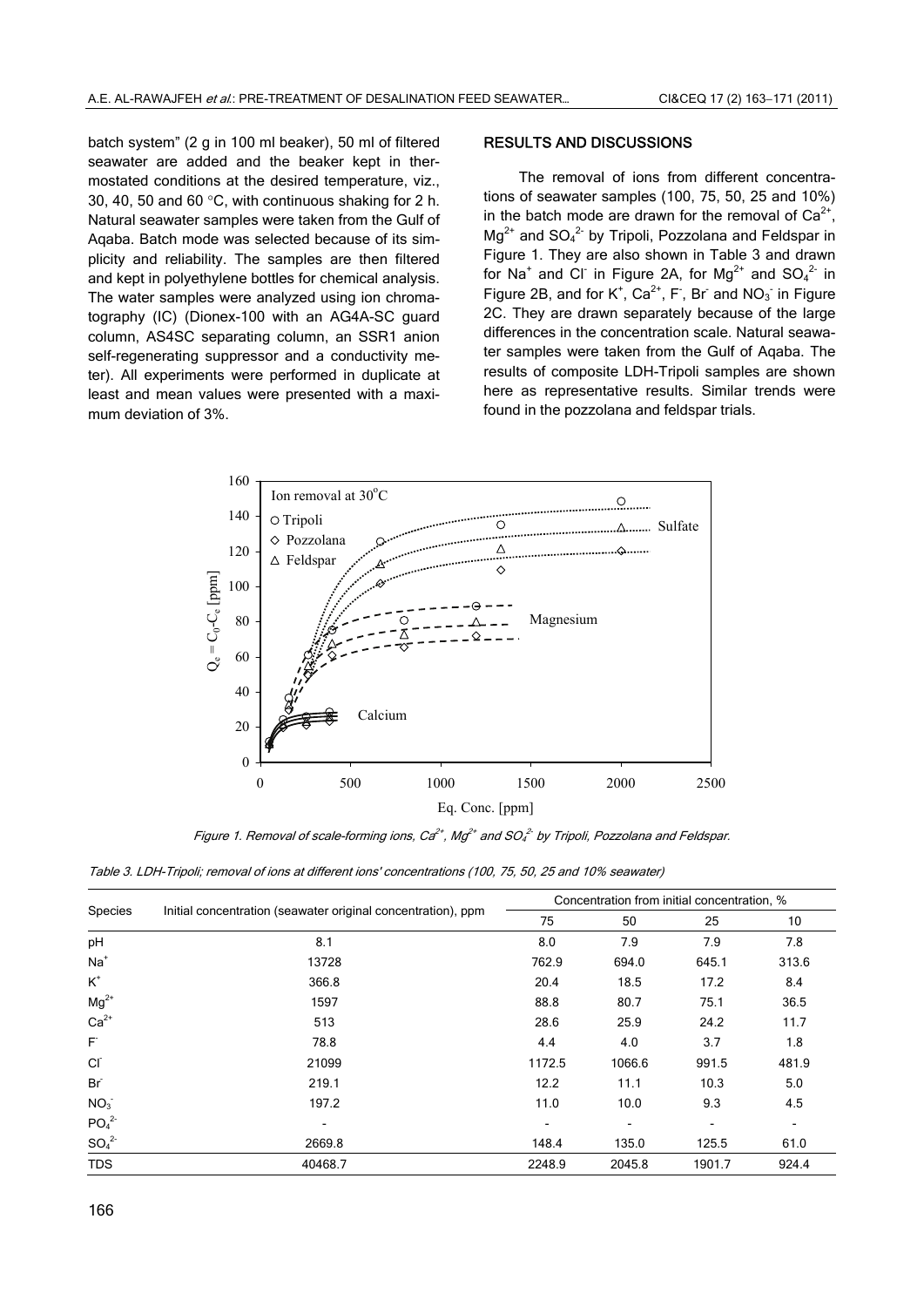batch system" (2 g in 100 ml beaker), 50 ml of filtered seawater are added and the beaker kept in thermostated conditions at the desired temperature, viz., 30, 40, 50 and 60 °C, with continuous shaking for 2 h. Natural seawater samples were taken from the Gulf of Aqaba. Batch mode was selected because of its simplicity and reliability. The samples are then filtered and kept in polyethylene bottles for chemical analysis. The water samples were analyzed using ion chromatography (IC) (Dionex-100 with an AG4A-SC guard column, AS4SC separating column, an SSR1 anion self-regenerating suppressor and a conductivity meter). All experiments were performed in duplicate at least and mean values were presented with a maximum deviation of 3%.

## RESULTS AND DISCUSSIONS

The removal of ions from different concentrations of seawater samples (100, 75, 50, 25 and 10%) in the batch mode are drawn for the removal of $Ca^{2+}$, $Mg^{2+}$ and $SO_4^{2-}$ by Tripoli, Pozzolana and Feldspar in Figure 1. They are also shown in Table 3 and drawn for $Na^+$ and $Cl^-$ in Figure 2A, for $Mg^{2+}$ and $SO_4^{2-}$ in Figure 2B, and for $K^+$, $Ca^{2+}$, $F^-$, $Br^-$ and $NO_3^-$ in Figure 2C. They are drawn separately because of the large differences in the concentration scale. Natural seawater samples were taken from the Gulf of Aqaba. The results of composite LDH-Tripoli samples are shown here as representative results. Similar trends were found in the pozzolana and feldspar trials.

*Figure 1. Removal of scale-forming ions, $Ca^{2+}$, $Mg^{2+}$ and $SO_4^{2-}$ by Tripoli, Pozzolana and Feldspar.*

*Table 3. LDH-Tripoli; removal of ions at different ions' concentrations (100, 75, 50, 25 and 10% seawater)*

| Species | Initial concentration (seawater original concentration), ppm | Concentration from initial concentration, % | | | |
|---|---|---|---|---|---|
| | | 75 | 50 | 25 | 10 |
| pH | 8.1 | 8.0 | 7.9 | 7.9 | 7.8 |
| $Na^+$ | 13728 | 762.9 | 694.0 | 645.1 | 313.6 |
| $K^+$ | 366.8 | 20.4 | 18.5 | 17.2 | 8.4 |
| $Mg^{2+}$ | 1597 | 88.8 | 80.7 | 75.1 | 36.5 |
| $Ca^{2+}$ | 513 | 28.6 | 25.9 | 24.2 | 11.7 |
| $F^-$ | 78.8 | 4.4 | 4.0 | 3.7 | 1.8 |
| $Cl^-$ | 21099 | 1172.5 | 1066.6 | 991.5 | 481.9 |
| $Br^-$ | 219.1 | 12.2 | 11.1 | 10.3 | 5.0 |
| $NO_3^-$ | 197.2 | 11.0 | 10.0 | 9.3 | 4.5 |
| $PO_4^{2-}$ | - | - | - | - | - |
| $SO_4^{2-}$ | 2669.8 | 148.4 | 135.0 | 125.5 | 61.0 |
| TDS | 40468.7 | 2248.9 | 2045.8 | 1901.7 | 924.4 |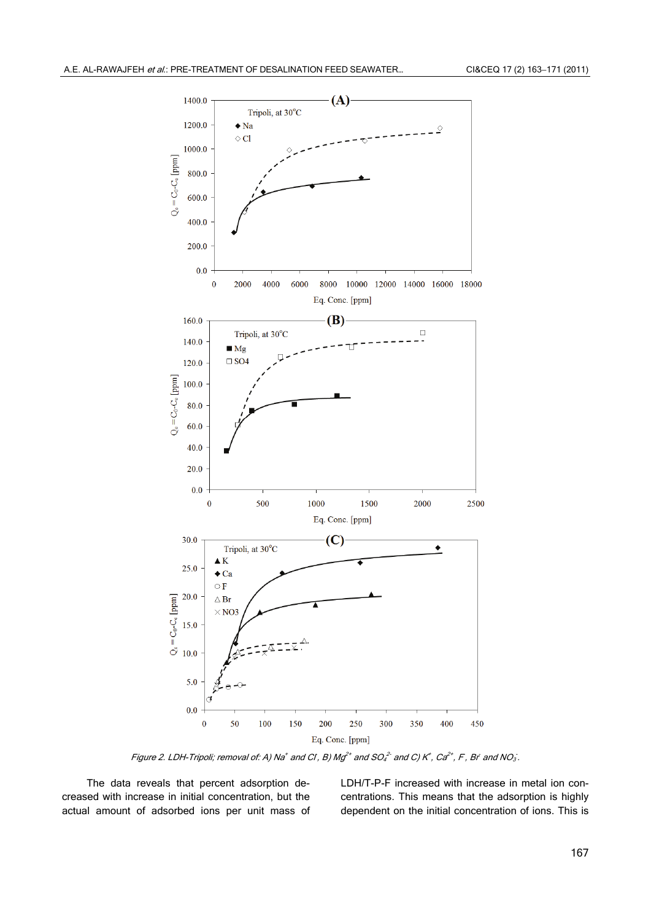Figure 2. LDH-Tripoli; removal of: A) $Na^+$ and $Cl^-$, B) $Mg^{2+}$ and $SO_4^{2-}$ and C) $K^+$, $Ca^{2+}$, $F^-$, $Br^-$ and $NO_3^-$.

The data reveals that percent adsorption decreased with increase in initial concentration, but the actual amount of adsorbed ions per unit mass of LDH/T-P-F increased with increase in metal ion concentrations. This means that the adsorption is highly dependent on the initial concentration of ions. This is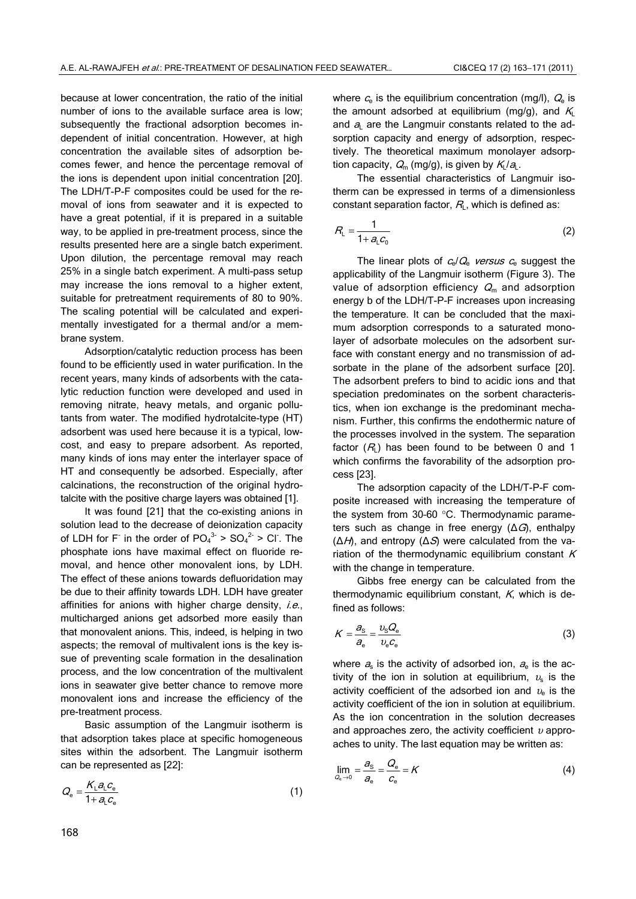because at lower concentration, the ratio of the initial number of ions to the available surface area is low; subsequently the fractional adsorption becomes independent of initial concentration. However, at high concentration the available sites of adsorption becomes fewer, and hence the percentage removal of the ions is dependent upon initial concentration [20]. The LDH/T-P-F composites could be used for the removal of ions from seawater and it is expected to have a great potential, if it is prepared in a suitable way, to be applied in pre-treatment process, since the results presented here are a single batch experiment. Upon dilution, the percentage removal may reach 25% in a single batch experiment. A multi-pass setup may increase the ions removal to a higher extent, suitable for pretreatment requirements of 80 to 90%. The scaling potential will be calculated and experimentally investigated for a thermal and/or a membrane system.

Adsorption/catalytic reduction process has been found to be efficiently used in water purification. In the recent years, many kinds of adsorbents with the catalytic reduction function were developed and used in removing nitrate, heavy metals, and organic pollutants from water. The modified hydrotalcite-type (HT) adsorbent was used here because it is a typical, low-cost, and easy to prepare adsorbent. As reported, many kinds of ions may enter the interlayer space of HT and consequently be adsorbed. Especially, after calcinations, the reconstruction of the original hydrotalcite with the positive charge layers was obtained [1].

It was found [21] that the co-existing anions in solution lead to the decrease of deionization capacity of LDH for $F^-$ in the order of $PO_4^{3-} > SO_4^{2-} > Cl^-$. The phosphate ions have maximal effect on fluoride removal, and hence other monovalent ions, by LDH. The effect of these anions towards defluoridation may be due to their affinity towards LDH. LDH have greater affinities for anions with higher charge density, *i.e.*, multicharged anions get adsorbed more easily than that monovalent anions. This, indeed, is helping in two aspects; the removal of multivalent ions is the key issue of preventing scale formation in the desalination process, and the low concentration of the multivalent ions in seawater give better chance to remove more monovalent ions and increase the efficiency of the pre-treatment process.

Basic assumption of the Langmuir isotherm is that adsorption takes place at specific homogeneous sites within the adsorbent. The Langmuir isotherm can be represented as [22]:

$$Q_e = \frac{K_L a_L c_e}{1 + a_L c_e} \tag{1}$$

where $c_e$ is the equilibrium concentration (mg/l), $Q_e$ is the amount adsorbed at equilibrium (mg/g), and $K_L$ and $a_L$ are the Langmuir constants related to the adsorption capacity and energy of adsorption, respectively. The theoretical maximum monolayer adsorption capacity, $Q_m$ (mg/g), is given by $K_L/a_L$.

The essential characteristics of Langmuir isotherm can be expressed in terms of a dimensionless constant separation factor, $R_L$, which is defined as:

$$R_L = \frac{1}{1 + a_L c_0} \tag{2}$$

The linear plots of $c_e/Q_e$ *versus* $c_e$ suggest the applicability of the Langmuir isotherm (Figure 3). The value of adsorption efficiency $Q_m$ and adsorption energy b of the LDH/T-P-F increases upon increasing the temperature. It can be concluded that the maximum adsorption corresponds to a saturated monolayer of adsorbate molecules on the adsorbent surface with constant energy and no transmission of adsorbate in the plane of the adsorbent surface [20]. The adsorbent prefers to bind to acidic ions and that speciation predominates on the sorbent characteristics, when ion exchange is the predominant mechanism. Further, this confirms the endothermic nature of the processes involved in the system. The separation factor ($R_L$) has been found to be between 0 and 1 which confirms the favorability of the adsorption process [23].

The adsorption capacity of the LDH/T-P-F composite increased with increasing the temperature of the system from 30-60 °C. Thermodynamic parameters such as change in free energy ($\Delta G$), enthalpy ($\Delta H$), and entropy ($\Delta S$) were calculated from the variation of the thermodynamic equilibrium constant $K$ with the change in temperature.

Gibbs free energy can be calculated from the thermodynamic equilibrium constant, $K$, which is defined as follows:

$$K = \frac{a_S}{a_e} = \frac{\upsilon_S Q_e}{\upsilon_e c_e} \tag{3}$$

where $a_s$ is the activity of adsorbed ion, $a_e$ is the activity of the ion in solution at equilibrium, $\upsilon_s$ is the activity coefficient of the adsorbed ion and $\upsilon_e$ is the activity coefficient of the ion in solution at equilibrium. As the ion concentration in the solution decreases and approaches zero, the activity coefficient $\upsilon$ approaches to unity. The last equation may be written as:

$$\lim_{Q_e \to 0} = \frac{a_S}{a_e} = \frac{Q_e}{c_e} = K \tag{4}$$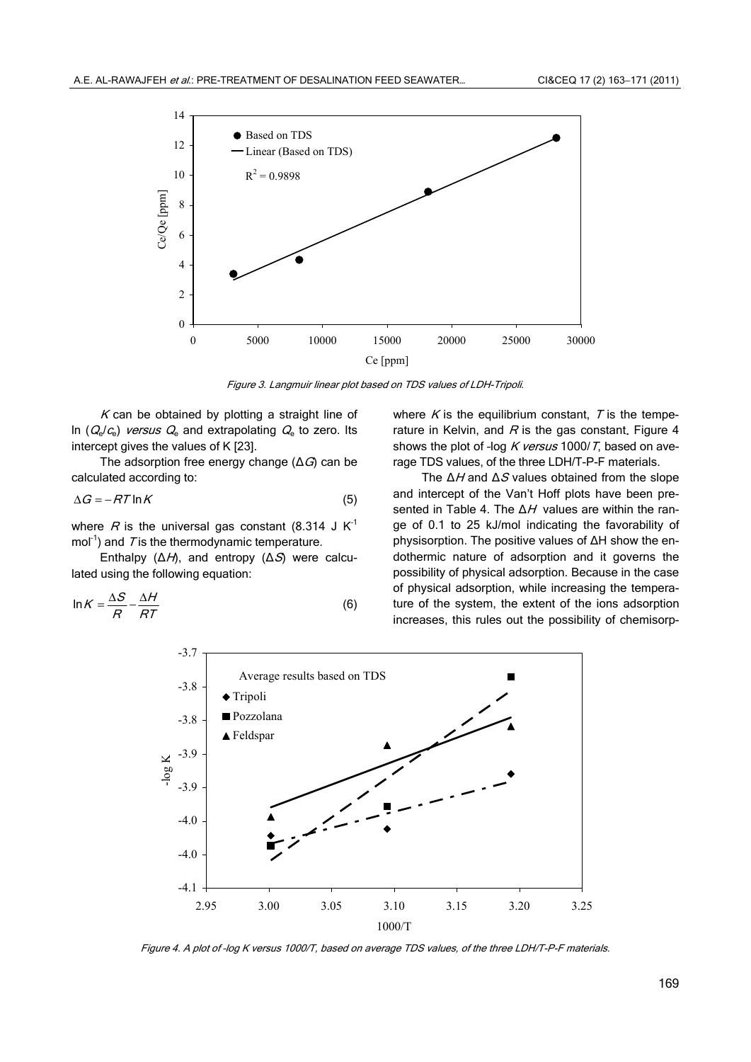Figure 3. Langmuir linear plot based on TDS values of LDH-Tripoli.

$K$ can be obtained by plotting a straight line of ln ($Q_e/c_e$) *versus* $Q_e$ and extrapolating $Q_e$ to zero. Its intercept gives the values of K [23].

The adsorption free energy change ($\Delta G$) can be calculated according to:

$$\Delta G = -RT \ln K \tag{5}$$

where $R$ is the universal gas constant (8.314 J $K^{-1}$ $mol^{-1}$) and $T$ is the thermodynamic temperature.

Enthalpy ($\Delta H$), and entropy ($\Delta S$) were calculated using the following equation:

$$\ln K = \frac{\Delta S}{R} - \frac{\Delta H}{RT} \tag{6}$$

where $K$ is the equilibrium constant, $T$ is the temperature in Kelvin, and $R$ is the gas constant. Figure 4 shows the plot of -log $K$ *versus* 1000/$T$, based on average TDS values, of the three LDH/T-P-F materials.

The $\Delta H$ and $\Delta S$ values obtained from the slope and intercept of the Van't Hoff plots have been presented in Table 4. The $\Delta H$ values are within the range of 0.1 to 25 kJ/mol indicating the favorability of physisorption. The positive values of $\Delta H$ show the endothermic nature of adsorption and it governs the possibility of physical adsorption. Because in the case of physical adsorption, while increasing the temperature of the system, the extent of the ions adsorption increases, this rules out the possibility of chemisorp-

Figure 4. A plot of -log K versus 1000/T, based on average TDS values, of the three LDH/T-P-F materials.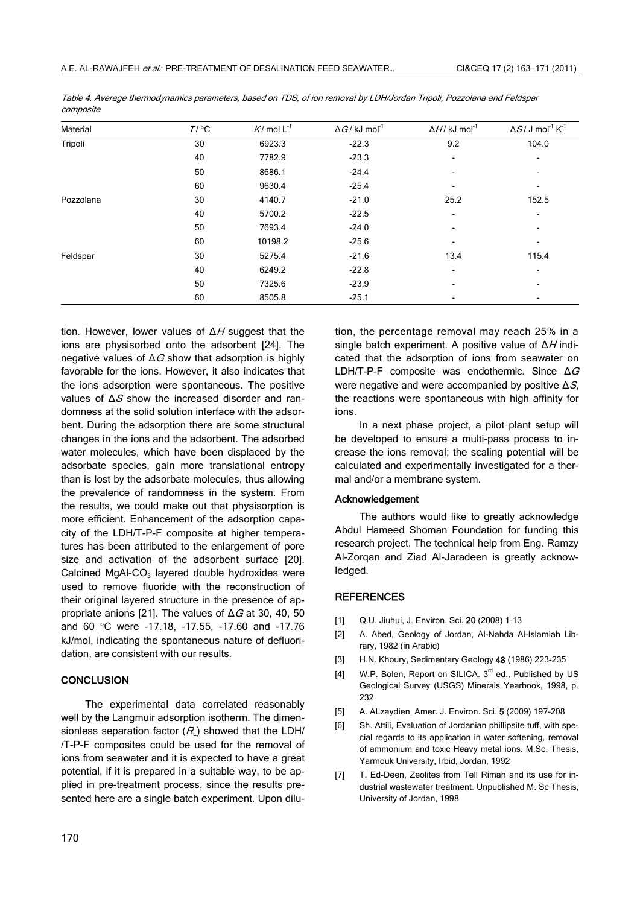*Table 4. Average thermodynamics parameters, based on TDS, of ion removal by LDH/Jordan Tripoli, Pozzolana and Feldspar composite*

| Material | $T$ / °C | $K$ / mol L$^{-1}$ | $\Delta G$ / kJ mol$^{-1}$ | $\Delta H$ / kJ mol$^{-1}$ | $\Delta S$ / J mol$^{-1}$ K$^{-1}$ |
|---|---|---|---|---|---|
| Tripoli | 30 | 6923.3 | -22.3 | 9.2 | 104.0 |
| | 40 | 7782.9 | -23.3 | - | - |
| | 50 | 8686.1 | -24.4 | - | - |
| | 60 | 9630.4 | -25.4 | - | - |
| Pozzolana | 30 | 4140.7 | -21.0 | 25.2 | 152.5 |
| | 40 | 5700.2 | -22.5 | - | - |
| | 50 | 7693.4 | -24.0 | - | - |
| | 60 | 10198.2 | -25.6 | - | - |
| Feldspar | 30 | 5275.4 | -21.6 | 13.4 | 115.4 |
| | 40 | 6249.2 | -22.8 | - | - |
| | 50 | 7325.6 | -23.9 | - | - |
| | 60 | 8505.8 | -25.1 | - | - |

tion. However, lower values of $\Delta H$ suggest that the ions are physisorbed onto the adsorbent [24]. The negative values of $\Delta G$ show that adsorption is highly favorable for the ions. However, it also indicates that the ions adsorption were spontaneous. The positive values of $\Delta S$ show the increased disorder and randomness at the solid solution interface with the adsorbent. During the adsorption there are some structural changes in the ions and the adsorbent. The adsorbed water molecules, which have been displaced by the adsorbate species, gain more translational entropy than is lost by the adsorbate molecules, thus allowing the prevalence of randomness in the system. From the results, we could make out that physisorption is more efficient. Enhancement of the adsorption capacity of the LDH/T-P-F composite at higher temperatures has been attributed to the enlargement of pore size and activation of the adsorbent surface [20]. Calcined MgAl-$CO_3$ layered double hydroxides were used to remove fluoride with the reconstruction of their original layered structure in the presence of appropriate anions [21]. The values of $\Delta G$ at 30, 40, 50 and 60 °C were -17.18, -17.55, -17.60 and -17.76 kJ/mol, indicating the spontaneous nature of defluoridation, are consistent with our results.

## CONCLUSION

The experimental data correlated reasonably well by the Langmuir adsorption isotherm. The dimensionless separation factor ($R_L$) showed that the LDH/ /T-P-F composites could be used for the removal of ions from seawater and it is expected to have a great potential, if it is prepared in a suitable way, to be applied in pre-treatment process, since the results presented here are a single batch experiment. Upon dilution, the percentage removal may reach 25% in a single batch experiment. A positive value of $\Delta H$ indicated that the adsorption of ions from seawater on LDH/T-P-F composite was endothermic. Since $\Delta G$ were negative and were accompanied by positive $\Delta S$, the reactions were spontaneous with high affinity for ions.

In a next phase project, a pilot plant setup will be developed to ensure a multi-pass process to increase the ions removal; the scaling potential will be calculated and experimentally investigated for a thermal and/or a membrane system.

### Acknowledgement

The authors would like to greatly acknowledge Abdul Hameed Shoman Foundation for funding this research project. The technical help from Eng. Ramzy Al-Zorqan and Ziad Al-Jaradeen is greatly acknowledged.

## REFERENCES

[1] Q.U. Jiuhui, J. Environ. Sci. **20** (2008) 1-13

[2] A. Abed, Geology of Jordan, Al-Nahda Al-Islamiah Library, 1982 (in Arabic)

[3] H.N. Khoury, Sedimentary Geology **48** (1986) 223-235

[4] W.P. Bolen, Report on SILICA. 3rd ed., Published by US Geological Survey (USGS) Minerals Yearbook, 1998, p. 232

[5] A. ALzaydien, Amer. J. Environ. Sci. **5** (2009) 197-208

[6] Sh. Attili, Evaluation of Jordanian phillipsite tuff, with special regards to its application in water softening, removal of ammonium and toxic Heavy metal ions. M.Sc. Thesis, Yarmouk University, Irbid, Jordan, 1992

[7] T. Ed-Deen, Zeolites from Tell Rimah and its use for industrial wastewater treatment. Unpublished M. Sc Thesis, University of Jordan, 1998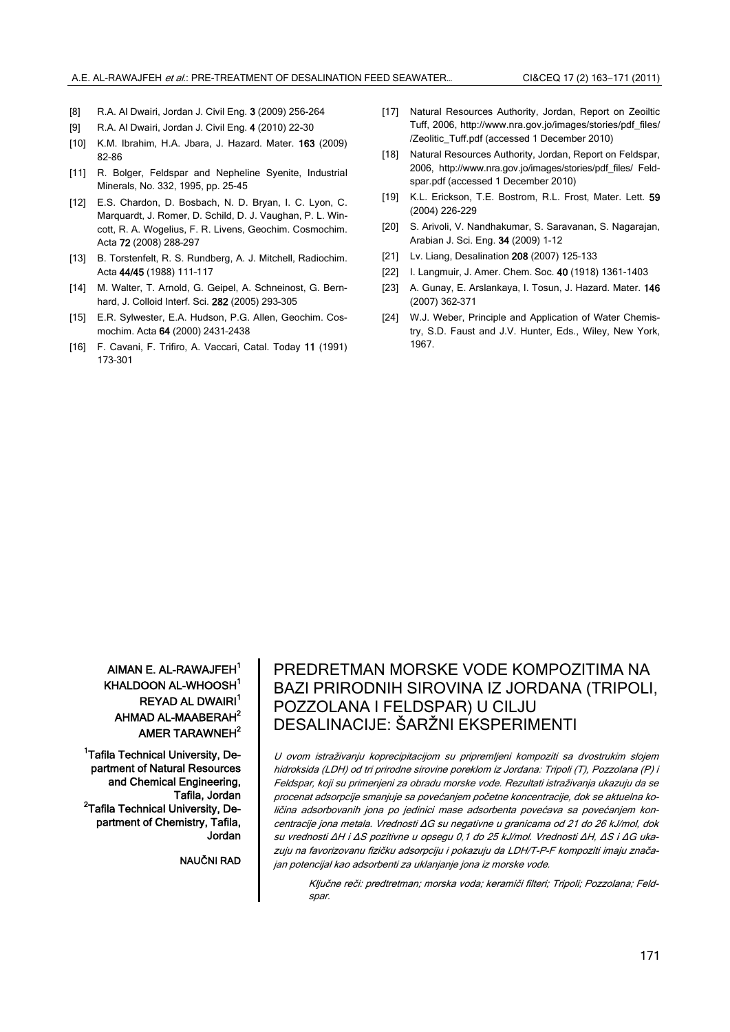[8] R.A. Al Dwairi, Jordan J. Civil Eng. **3** (2009) 256-264

[9] R.A. Al Dwairi, Jordan J. Civil Eng. **4** (2010) 22-30

[10] K.M. Ibrahim, H.A. Jbara, J. Hazard. Mater. **163** (2009) 82-86

[11] R. Bolger, Feldspar and Nepheline Syenite, Industrial Minerals, No. 332, 1995, pp. 25-45

[12] E.S. Chardon, D. Bosbach, N. D. Bryan, I. C. Lyon, C. Marquardt, J. Romer, D. Schild, D. J. Vaughan, P. L. Wincott, R. A. Wogelius, F. R. Livens, Geochim. Cosmochim. Acta **72** (2008) 288-297

[13] B. Torstenfelt, R. S. Rundberg, A. J. Mitchell, Radiochim. Acta **44/45** (1988) 111-117

[14] M. Walter, T. Arnold, G. Geipel, A. Schneinost, G. Bernhard, J. Colloid Interf. Sci. **282** (2005) 293-305

[15] E.R. Sylwester, E.A. Hudson, P.G. Allen, Geochim. Cosmochim. Acta **64** (2000) 2431-2438

[16] F. Cavani, F. Trifiro, A. Vaccari, Catal. Today **11** (1991) 173-301

[17] Natural Resources Authority, Jordan, Report on Zeoiltic Tuff, 2006, http://www.nra.gov.jo/images/stories/pdf_files/ /Zeolitic_Tuff.pdf (accessed 1 December 2010)

[18] Natural Resources Authority, Jordan, Report on Feldspar, 2006, http://www.nra.gov.jo/images/stories/pdf_files/ Feldspar.pdf (accessed 1 December 2010)

[19] K.L. Erickson, T.E. Bostrom, R.L. Frost, Mater. Lett. **59** (2004) 226-229

[20] S. Arivoli, V. Nandhakumar, S. Saravanan, S. Nagarajan, Arabian J. Sci. Eng. **34** (2009) 1-12

[21] Lv. Liang, Desalination **208** (2007) 125-133

[22] I. Langmuir, J. Amer. Chem. Soc. **40** (1918) 1361-1403

[23] A. Gunay, E. Arslankaya, I. Tosun, J. Hazard. Mater. **146** (2007) 362-371

[24] W.J. Weber, Principle and Application of Water Chemistry, S.D. Faust and J.V. Hunter, Eds., Wiley, New York, 1967.

**AIMAN E. AL-RAWAJFEH[1]**
**KHALDOON AL-WHOOSH[1]**
**REYAD AL DWAIRI[1]**
**AHMAD AL-MAABERAH[2]**
**AMER TARAWNEH[2]**

[1]Tafila Technical University, Department of Natural Resources and Chemical Engineering, Tafila, Jordan
[2]Tafila Technical University, Department of Chemistry, Tafila, Jordan

NAUČNI RAD

# PREDRETMAN MORSKE VODE KOMPOZITIMA NA BAZI PRIRODNIH SIROVINA IZ JORDANA (TRIPOLI, POZZOLANA I FELDSPAR) U CILJU DESALINACIJE: ŠARŽNI EKSPERIMENTI

*U ovom istraživanju koprecipitacijom su pripremljeni kompoziti sa dvostrukim slojem hidroksida (LDH) od tri prirodne sirovine poreklom iz Jordana: Tripoli (T), Pozzolana (P) i Feldspar, koji su primenjeni za obradu morske vode. Rezultati istraživanja ukazuju da se procenat adsorpcije smanjuje sa povećanjem početne koncentracije, dok se aktuelna količina adsorbovanih jona po jedinici mase adsorbenta povećava sa povećanjem koncentracije jona metala. Vrednosti ΔG su negativne u granicama od 21 do 26 kJ/mol, dok su vrednosti ΔH i ΔS pozitivne u opsegu 0,1 do 25 kJ/mol. Vrednosti ΔH, ΔS i ΔG ukazuju na favorizovanu fizičku adsorpciju i pokazuju da LDH/T-P-F kompoziti imaju značajan potencijal kao adsorbenti za uklanjanje jona iz morske vode.*

*Ključne reči: predtretman; morska voda; keramički filteri; Tripoli; Pozzolana; Feldspar.*